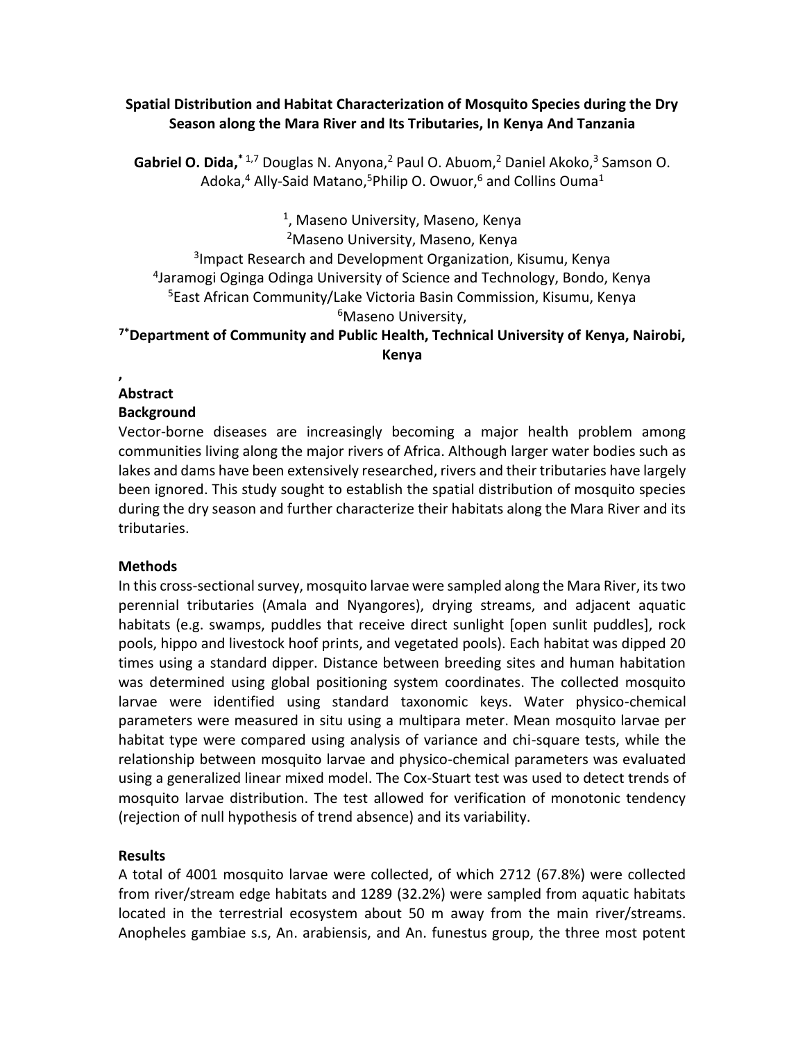# Spatial Distribution and Habitat Characterization of Mosquito Species during the Dry Season along the Mara River and Its Tributaries, In Kenya And Tanzania

**Gabriel O. Dida,**[*1,7] Douglas N. Anyona,[2] Paul O. Abuom,[2] Daniel Akoko,[3] Samson O. Adoka,[4] Ally-Said Matano,[5] Philip O. Owuor,[6] and Collins Ouma[1]

[1], Maseno University, Maseno, Kenya
[2]Maseno University, Maseno, Kenya
[3]Impact Research and Development Organization, Kisumu, Kenya
[4]Jaramogi Oginga Odinga University of Science and Technology, Bondo, Kenya
[5]East African Community/Lake Victoria Basin Commission, Kisumu, Kenya
[6]Maseno University,
**[7*]Department of Community and Public Health, Technical University of Kenya, Nairobi, Kenya**

,

## Abstract

### Background

Vector-borne diseases are increasingly becoming a major health problem among communities living along the major rivers of Africa. Although larger water bodies such as lakes and dams have been extensively researched, rivers and their tributaries have largely been ignored. This study sought to establish the spatial distribution of mosquito species during the dry season and further characterize their habitats along the Mara River and its tributaries.

### Methods

In this cross-sectional survey, mosquito larvae were sampled along the Mara River, its two perennial tributaries (Amala and Nyangores), drying streams, and adjacent aquatic habitats (e.g. swamps, puddles that receive direct sunlight [open sunlit puddles], rock pools, hippo and livestock hoof prints, and vegetated pools). Each habitat was dipped 20 times using a standard dipper. Distance between breeding sites and human habitation was determined using global positioning system coordinates. The collected mosquito larvae were identified using standard taxonomic keys. Water physico-chemical parameters were measured in situ using a multipara meter. Mean mosquito larvae per habitat type were compared using analysis of variance and chi-square tests, while the relationship between mosquito larvae and physico-chemical parameters was evaluated using a generalized linear mixed model. The Cox-Stuart test was used to detect trends of mosquito larvae distribution. The test allowed for verification of monotonic tendency (rejection of null hypothesis of trend absence) and its variability.

### Results

A total of 4001 mosquito larvae were collected, of which 2712 (67.8%) were collected from river/stream edge habitats and 1289 (32.2%) were sampled from aquatic habitats located in the terrestrial ecosystem about 50 m away from the main river/streams. Anopheles gambiae s.s, An. arabiensis, and An. funestus group, the three most potent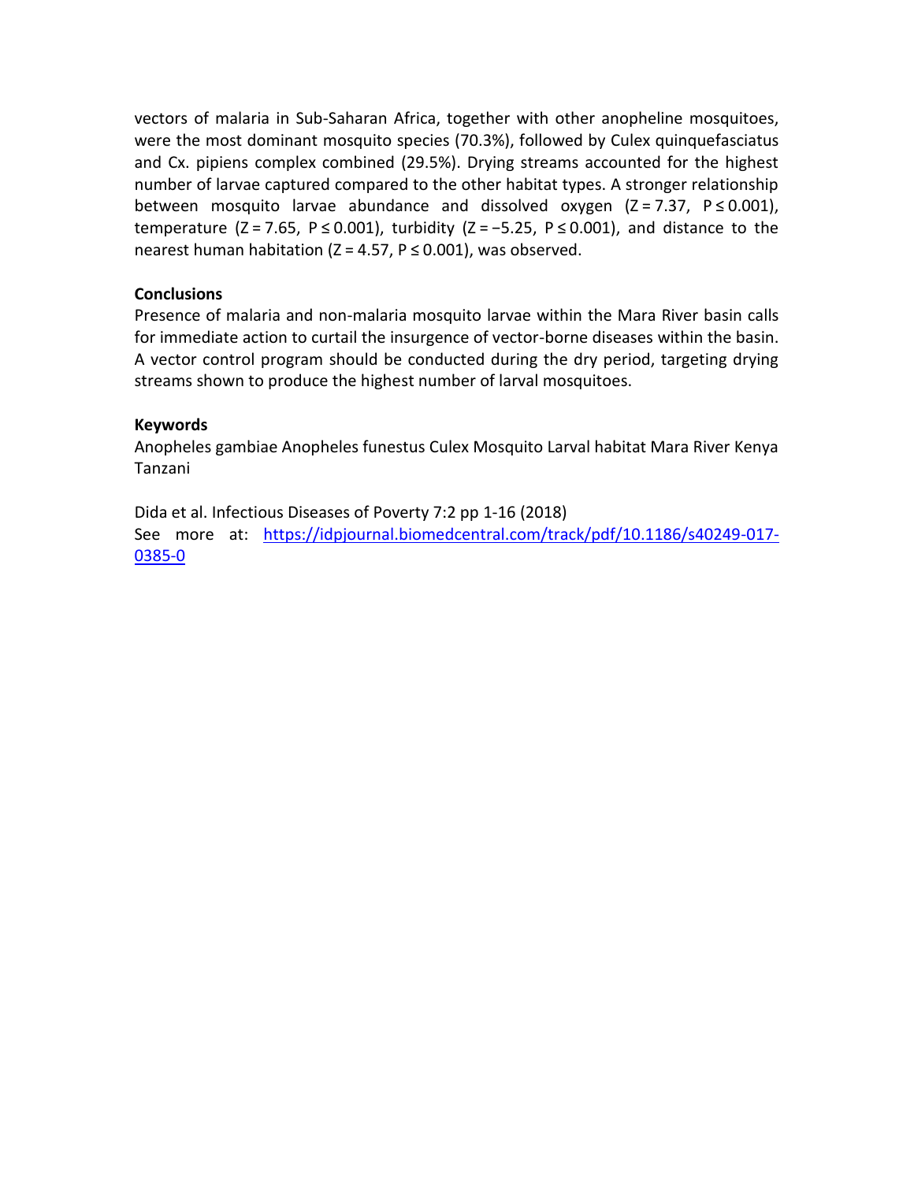vectors of malaria in Sub-Saharan Africa, together with other anopheline mosquitoes, were the most dominant mosquito species (70.3%), followed by Culex quinquefasciatus and Cx. pipiens complex combined (29.5%). Drying streams accounted for the highest number of larvae captured compared to the other habitat types. A stronger relationship between mosquito larvae abundance and dissolved oxygen ($Z = 7.37$, $P \leq 0.001$), temperature ($Z = 7.65$, $P \leq 0.001$), turbidity ($Z = -5.25$, $P \leq 0.001$), and distance to the nearest human habitation ($Z = 4.57$, $P \leq 0.001$), was observed.

**Conclusions**

Presence of malaria and non-malaria mosquito larvae within the Mara River basin calls for immediate action to curtail the insurgence of vector-borne diseases within the basin. A vector control program should be conducted during the dry period, targeting drying streams shown to produce the highest number of larval mosquitoes.

**Keywords**

Anopheles gambiae Anopheles funestus Culex Mosquito Larval habitat Mara River Kenya Tanzani

Dida et al. Infectious Diseases of Poverty 7:2 pp 1-16 (2018)

See more at: [https://idpjournal.biomedcentral.com/track/pdf/10.1186/s40249-017-0385-0](https://idpjournal.biomedcentral.com/track/pdf/10.1186/s40249-017-0385-0)